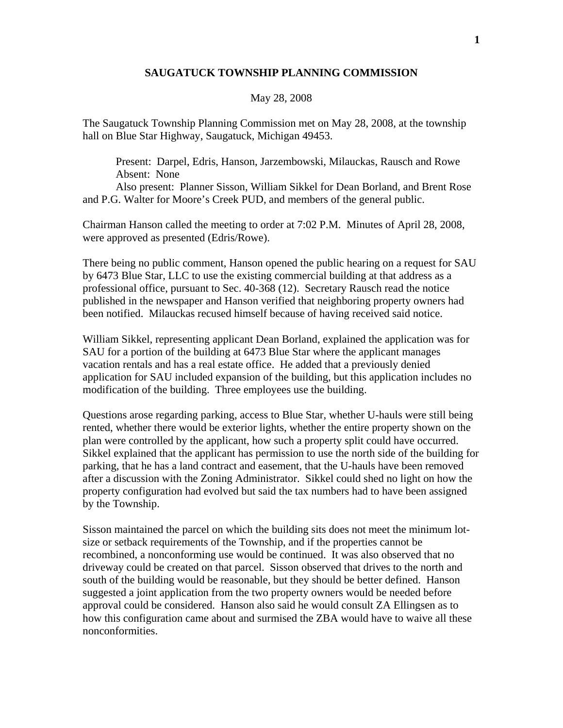# SAUGATUCK TOWNSHIP PLANNING COMMISSION

May 28, 2008

The Saugatuck Township Planning Commission met on May 28, 2008, at the township hall on Blue Star Highway, Saugatuck, Michigan 49453.

Present: Darpel, Edris, Hanson, Jarzembowski, Milauckas, Rausch and Rowe
Absent: None
Also present: Planner Sisson, William Sikkel for Dean Borland, and Brent Rose and P.G. Walter for Moore's Creek PUD, and members of the general public.

Chairman Hanson called the meeting to order at 7:02 P.M. Minutes of April 28, 2008, were approved as presented (Edris/Rowe).

There being no public comment, Hanson opened the public hearing on a request for SAU by 6473 Blue Star, LLC to use the existing commercial building at that address as a professional office, pursuant to Sec. 40-368 (12). Secretary Rausch read the notice published in the newspaper and Hanson verified that neighboring property owners had been notified. Milauckas recused himself because of having received said notice.

William Sikkel, representing applicant Dean Borland, explained the application was for SAU for a portion of the building at 6473 Blue Star where the applicant manages vacation rentals and has a real estate office. He added that a previously denied application for SAU included expansion of the building, but this application includes no modification of the building. Three employees use the building.

Questions arose regarding parking, access to Blue Star, whether U-hauls were still being rented, whether there would be exterior lights, whether the entire property shown on the plan were controlled by the applicant, how such a property split could have occurred. Sikkel explained that the applicant has permission to use the north side of the building for parking, that he has a land contract and easement, that the U-hauls have been removed after a discussion with the Zoning Administrator. Sikkel could shed no light on how the property configuration had evolved but said the tax numbers had to have been assigned by the Township.

Sisson maintained the parcel on which the building sits does not meet the minimum lot-size or setback requirements of the Township, and if the properties cannot be recombined, a nonconforming use would be continued. It was also observed that no driveway could be created on that parcel. Sisson observed that drives to the north and south of the building would be reasonable, but they should be better defined. Hanson suggested a joint application from the two property owners would be needed before approval could be considered. Hanson also said he would consult ZA Ellingsen as to how this configuration came about and surmised the ZBA would have to waive all these nonconformities.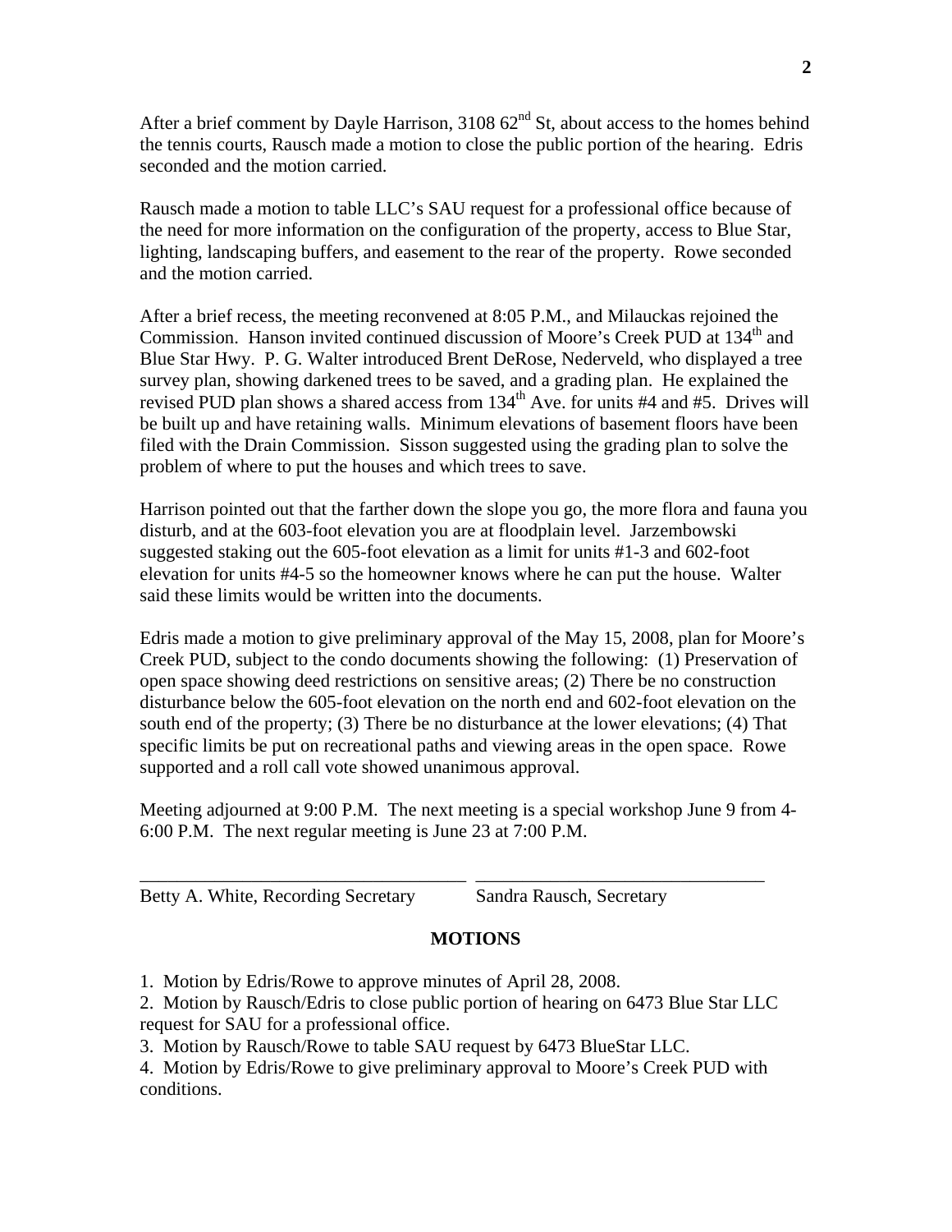After a brief comment by Dayle Harrison, 3108 62nd St, about access to the homes behind the tennis courts, Rausch made a motion to close the public portion of the hearing. Edris seconded and the motion carried.

Rausch made a motion to table LLC's SAU request for a professional office because of the need for more information on the configuration of the property, access to Blue Star, lighting, landscaping buffers, and easement to the rear of the property. Rowe seconded and the motion carried.

After a brief recess, the meeting reconvened at 8:05 P.M., and Milauckas rejoined the Commission. Hanson invited continued discussion of Moore's Creek PUD at 134th and Blue Star Hwy. P. G. Walter introduced Brent DeRose, Nederveld, who displayed a tree survey plan, showing darkened trees to be saved, and a grading plan. He explained the revised PUD plan shows a shared access from 134th Ave. for units #4 and #5. Drives will be built up and have retaining walls. Minimum elevations of basement floors have been filed with the Drain Commission. Sisson suggested using the grading plan to solve the problem of where to put the houses and which trees to save.

Harrison pointed out that the farther down the slope you go, the more flora and fauna you disturb, and at the 603-foot elevation you are at floodplain level. Jarzembowski suggested staking out the 605-foot elevation as a limit for units #1-3 and 602-foot elevation for units #4-5 so the homeowner knows where he can put the house. Walter said these limits would be written into the documents.

Edris made a motion to give preliminary approval of the May 15, 2008, plan for Moore's Creek PUD, subject to the condo documents showing the following: (1) Preservation of open space showing deed restrictions on sensitive areas; (2) There be no construction disturbance below the 605-foot elevation on the north end and 602-foot elevation on the south end of the property; (3) There be no disturbance at the lower elevations; (4) That specific limits be put on recreational paths and viewing areas in the open space. Rowe supported and a roll call vote showed unanimous approval.

Meeting adjourned at 9:00 P.M. The next meeting is a special workshop June 9 from 4-6:00 P.M. The next regular meeting is June 23 at 7:00 P.M.

\_\_\_\_\_\_\_\_\_\_\_\_\_\_\_\_\_\_\_\_\_\_\_\_\_\_\_\_\_\_\_\_\_\_ \_\_\_\_\_\_\_\_\_\_\_\_\_\_\_\_\_\_\_\_\_\_\_\_\_\_\_\_\_\_\_\_\_\_

Betty A. White, Recording Secretary     Sandra Rausch, Secretary

**MOTIONS**

1. Motion by Edris/Rowe to approve minutes of April 28, 2008.
2. Motion by Rausch/Edris to close public portion of hearing on 6473 Blue Star LLC request for SAU for a professional office.
3. Motion by Rausch/Rowe to table SAU request by 6473 BlueStar LLC.
4. Motion by Edris/Rowe to give preliminary approval to Moore's Creek PUD with conditions.